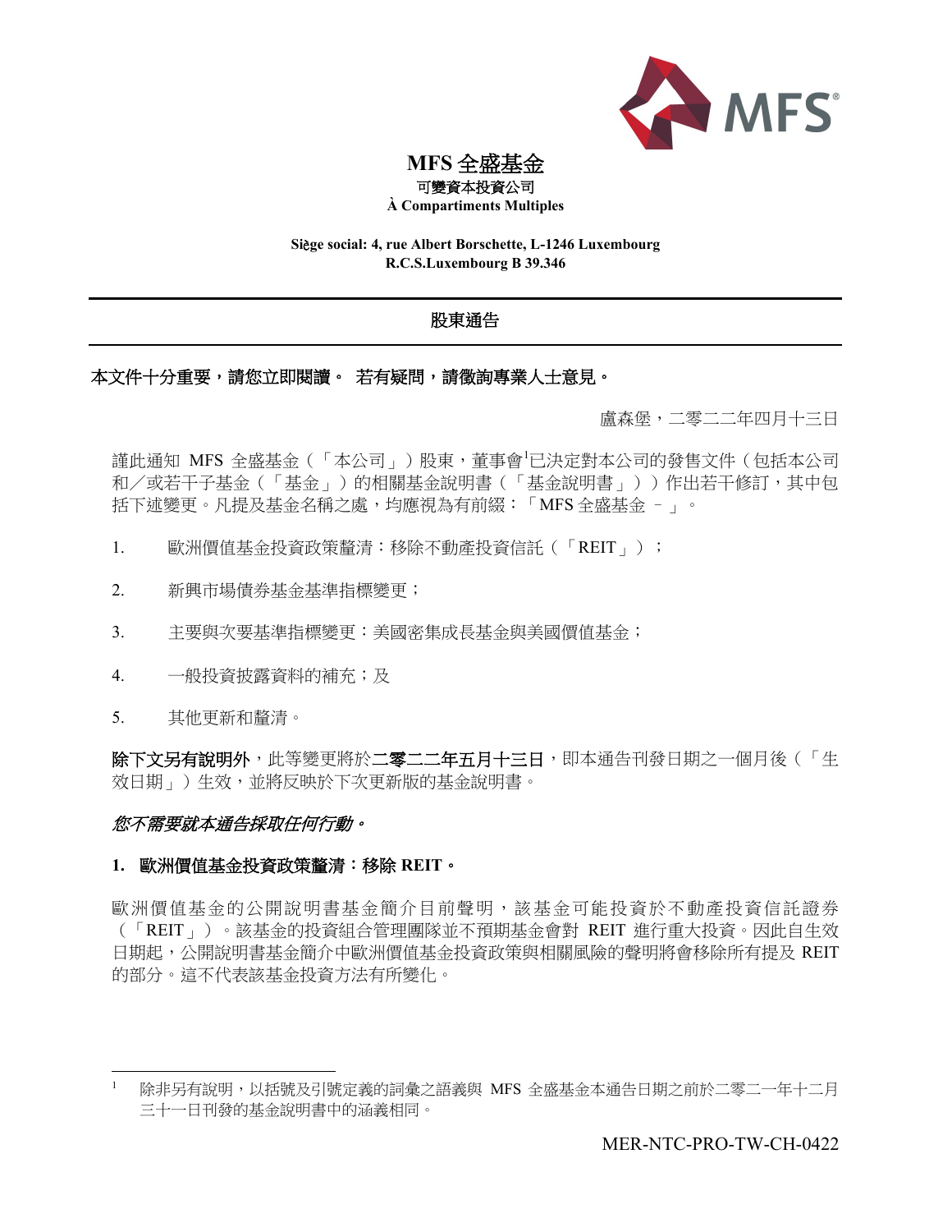# MFS 全盛基金

可變資本投資公司

**À Compartiments Multiples**

**Siège social: 4, rue Albert Borschette, L-1246 Luxembourg**
**R.C.S.Luxembourg B 39.346**

## 股東通告

**本文件十分重要，請您立即閱讀。 若有疑問，請徵詢專業人士意見。**

盧森堡，二零二二年四月十三日

謹此通知 MFS 全盛基金（「本公司」）股東，董事會[1]已決定對本公司的發售文件（包括本公司和／或若干子基金（「基金」）的相關基金說明書（「基金說明書」））作出若干修訂，其中包括下述變更。凡提及基金名稱之處，均應視為有前綴：「MFS 全盛基金 – 」。

1. 歐洲價值基金投資政策釐清：移除不動產投資信託（「REIT」）；
2. 新興市場債券基金基準指標變更；
3. 主要與次要基準指標變更：美國密集成長基金與美國價值基金；
4. 一般投資披露資料的補充；及
5. 其他更新和釐清。

**除下文另有說明外**，此等變更將於**二零二二年五月十三日**，即本通告刊發日期之一個月後（「生效日期」）生效，並將反映於下次更新版的基金說明書。

***您不需要就本通告採取任何行動。***

### 1. 歐洲價值基金投資政策釐清：移除 REIT。

歐洲價值基金的公開說明書基金簡介目前聲明，該基金可能投資於不動產投資信託證券（「REIT」）。該基金的投資組合管理團隊並不預期基金會對 REIT 進行重大投資。因此自生效日期起，公開說明書基金簡介中歐洲價值基金投資政策與相關風險的聲明將會移除所有提及 REIT 的部分。這不代表該基金投資方法有所變化。

[1] 除非另有說明，以括號及引號定義的詞彙之語義與 MFS 全盛基金本通告日期之前於二零二一年十二月三十一日刊發的基金說明書中的涵義相同。

MER-NTC-PRO-TW-CH-0422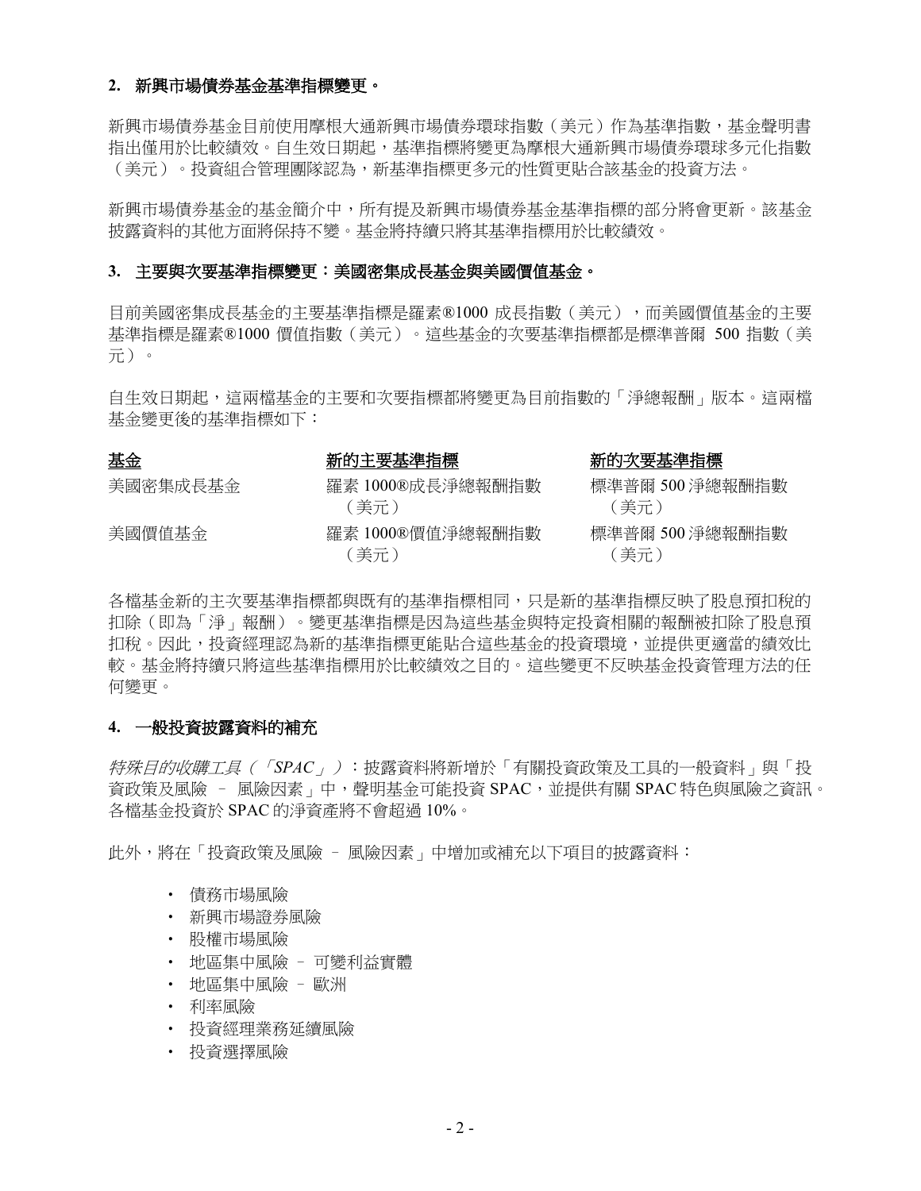## 2. 新興市場債券基金基準指標變更。

新興市場債券基金目前使用摩根大通新興市場債券環球指數（美元）作為基準指數，基金聲明書指出僅用於比較績效。自生效日期起，基準指標將變更為摩根大通新興市場債券環球多元化指數（美元）。投資組合管理團隊認為，新基準指標更多元的性質更貼合該基金的投資方法。

新興市場債券基金的基金簡介中，所有提及新興市場債券基金基準指標的部分將會更新。該基金披露資料的其他方面將保持不變。基金將持續只將其基準指標用於比較績效。

## 3. 主要與次要基準指標變更：美國密集成長基金與美國價值基金。

目前美國密集成長基金的主要基準指標是羅素®1000 成長指數（美元），而美國價值基金的主要基準指標是羅素®1000 價值指數（美元）。這些基金的次要基準指標都是標準普爾 500 指數（美元）。

自生效日期起，這兩檔基金的主要和次要指標都將變更為目前指數的「淨總報酬」版本。這兩檔基金變更後的基準指標如下：

| 基金 | 新的主要基準指標 | 新的次要基準指標 |
|---|---|---|
| 美國密集成長基金 | 羅素 1000®成長淨總報酬指數（美元） | 標準普爾 500 淨總報酬指數（美元） |
| 美國價值基金 | 羅素 1000®價值淨總報酬指數（美元） | 標準普爾 500 淨總報酬指數（美元） |

各檔基金新的主次要基準指標都與既有的基準指標相同，只是新的基準指標反映了股息預扣稅的扣除（即為「淨」報酬）。變更基準指標是因為這些基金與特定投資相關的報酬被扣除了股息預扣稅。因此，投資經理認為新的基準指標更能貼合這些基金的投資環境，並提供更適當的績效比較。基金將持續只將這些基準指標用於比較績效之目的。這些變更不反映基金投資管理方法的任何變更。

## 4. 一般投資披露資料的補充

*特殊目的收購工具（「SPAC」）*：披露資料將新增於「有關投資政策及工具的一般資料」與「投資政策及風險 – 風險因素」中，聲明基金可能投資 SPAC，並提供有關 SPAC 特色與風險之資訊。各檔基金投資於 SPAC 的淨資產將不會超過 10%。

此外，將在「投資政策及風險 – 風險因素」中增加或補充以下項目的披露資料：

- 債務市場風險
- 新興市場證券風險
- 股權市場風險
- 地區集中風險 – 可變利益實體
- 地區集中風險 – 歐洲
- 利率風險
- 投資經理業務延續風險
- 投資選擇風險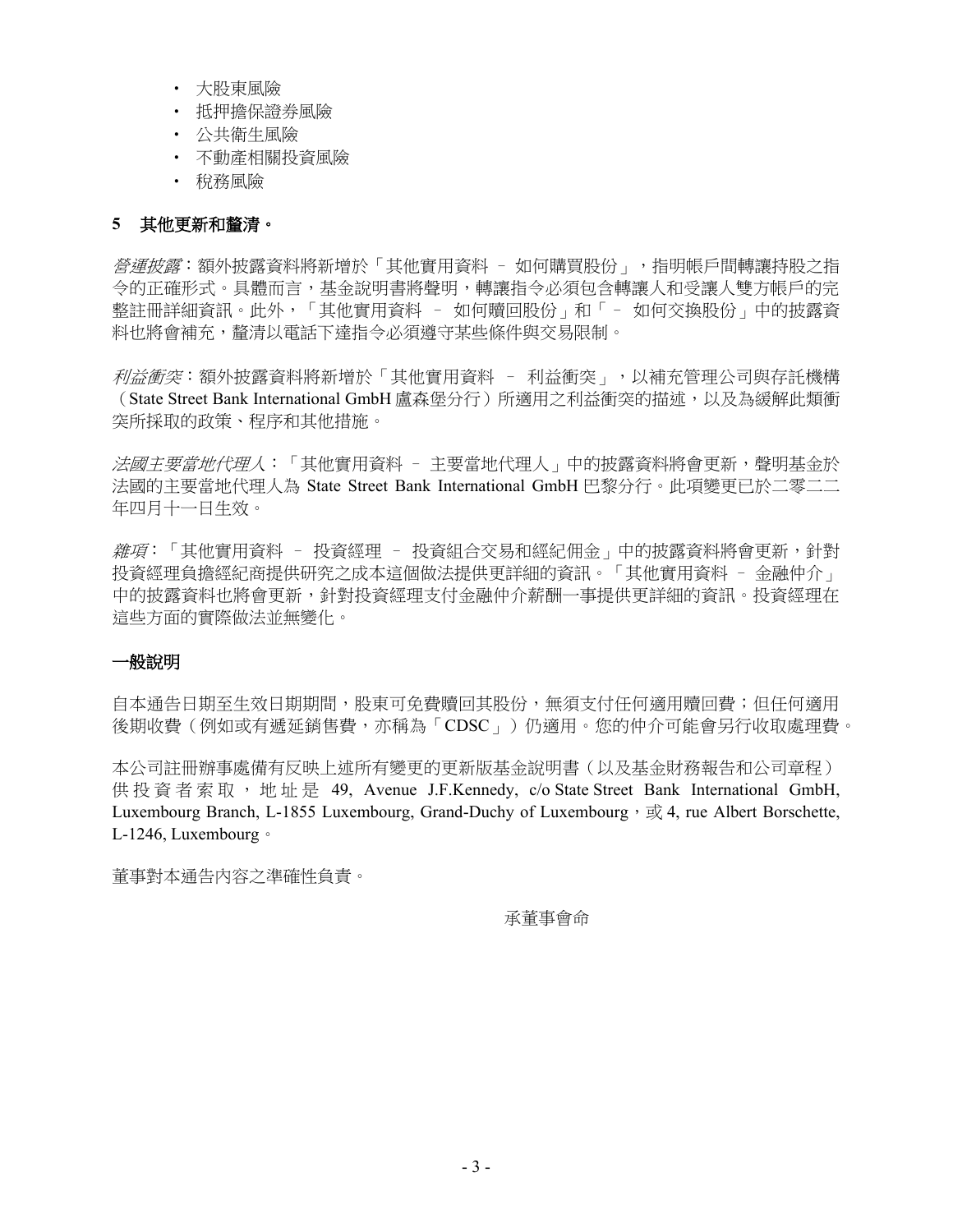- 大股東風險
- 抵押擔保證券風險
- 公共衛生風險
- 不動產相關投資風險
- 稅務風險

**5　其他更新和釐清。**

*營運披露*：額外披露資料將新增於「其他實用資料 – 如何購買股份」，指明帳戶間轉讓持股之指令的正確形式。具體而言，基金說明書將聲明，轉讓指令必須包含轉讓人和受讓人雙方帳戶的完整註冊詳細資訊。此外，「其他實用資料 – 如何贖回股份」和「– 如何交換股份」中的披露資料也將會補充，釐清以電話下達指令必須遵守某些條件與交易限制。

*利益衝突*：額外披露資料將新增於「其他實用資料 – 利益衝突」，以補充管理公司與存託機構（State Street Bank International GmbH 盧森堡分行）所適用之利益衝突的描述，以及為緩解此類衝突所採取的政策、程序和其他措施。

*法國主要當地代理人*：「其他實用資料 – 主要當地代理人」中的披露資料將會更新，聲明基金於法國的主要當地代理人為 State Street Bank International GmbH 巴黎分行。此項變更已於二零二二年四月十一日生效。

*雜項*：「其他實用資料 – 投資經理 – 投資組合交易和經紀佣金」中的披露資料將會更新，針對投資經理負擔經紀商提供研究之成本這個做法提供更詳細的資訊。「其他實用資料 – 金融仲介」中的披露資料也將會更新，針對投資經理支付金融仲介薪酬一事提供更詳細的資訊。投資經理在這些方面的實際做法並無變化。

**一般說明**

自本通告日期至生效日期期間，股東可免費贖回其股份，無須支付任何適用贖回費；但任何適用後期收費（例如或有遞延銷售費，亦稱為「CDSC」）仍適用。您的仲介可能會另行收取處理費。

本公司註冊辦事處備有反映上述所有變更的更新版基金說明書（以及基金財務報告和公司章程）供投資者索取，地址是 49, Avenue J.F.Kennedy, c/o State Street Bank International GmbH, Luxembourg Branch, L-1855 Luxembourg, Grand-Duchy of Luxembourg，或 4, rue Albert Borschette, L-1246, Luxembourg。

董事對本通告內容之準確性負責。

承董事會命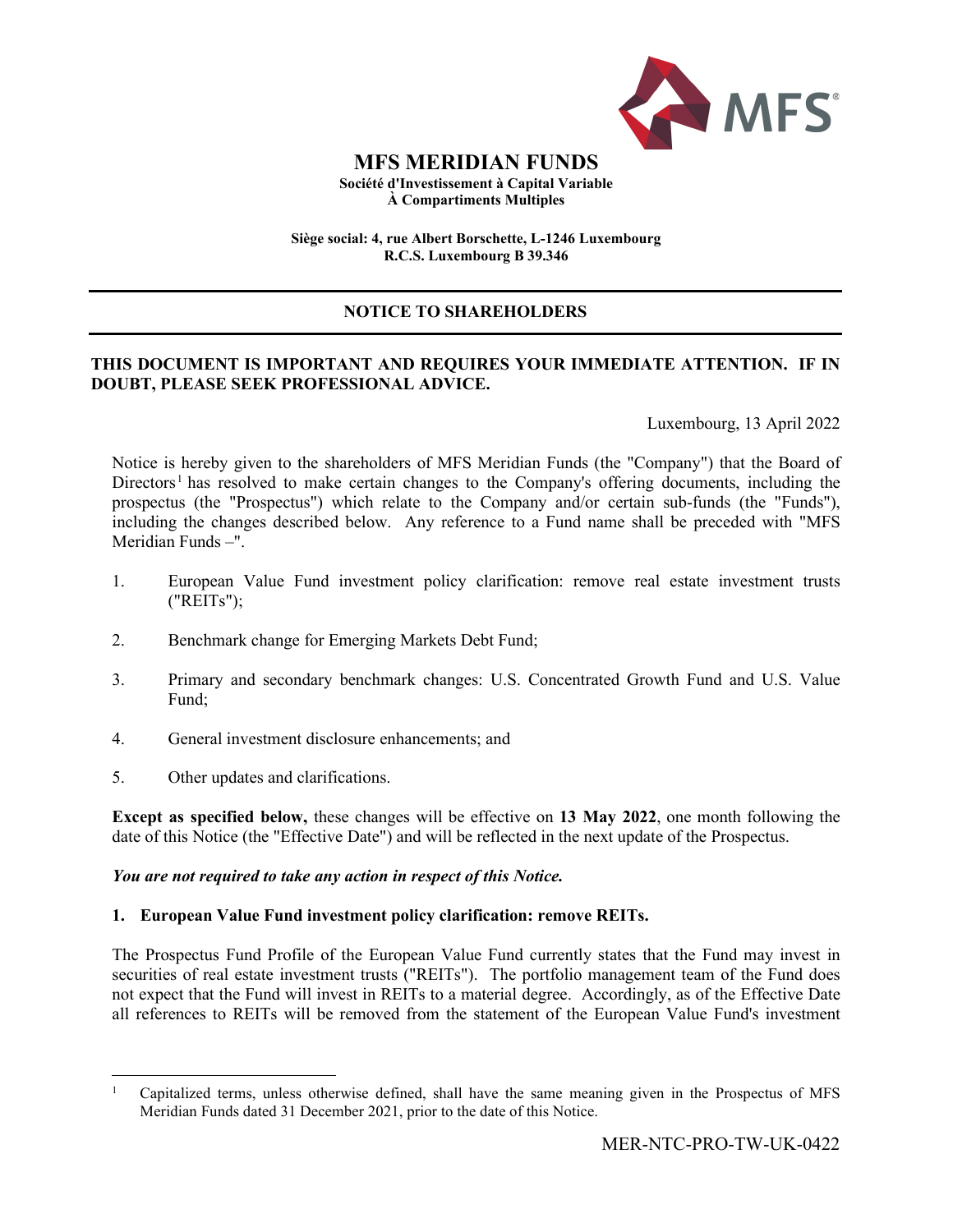# MFS MERIDIAN FUNDS

**Société d'Investissement à Capital Variable**
**À Compartiments Multiples**

**Siège social: 4, rue Albert Borschette, L-1246 Luxembourg**
**R.C.S. Luxembourg B 39.346**

---

**NOTICE TO SHAREHOLDERS**

---

**THIS DOCUMENT IS IMPORTANT AND REQUIRES YOUR IMMEDIATE ATTENTION. IF IN DOUBT, PLEASE SEEK PROFESSIONAL ADVICE.**

Luxembourg, 13 April 2022

Notice is hereby given to the shareholders of MFS Meridian Funds (the "Company") that the Board of Directors[1] has resolved to make certain changes to the Company's offering documents, including the prospectus (the "Prospectus") which relate to the Company and/or certain sub-funds (the "Funds"), including the changes described below. Any reference to a Fund name shall be preceded with "MFS Meridian Funds –".

1. European Value Fund investment policy clarification: remove real estate investment trusts ("REITs");
2. Benchmark change for Emerging Markets Debt Fund;
3. Primary and secondary benchmark changes: U.S. Concentrated Growth Fund and U.S. Value Fund;
4. General investment disclosure enhancements; and
5. Other updates and clarifications.

**Except as specified below,** these changes will be effective on **13 May 2022**, one month following the date of this Notice (the "Effective Date") and will be reflected in the next update of the Prospectus.

***You are not required to take any action in respect of this Notice.***

**1. European Value Fund investment policy clarification: remove REITs.**

The Prospectus Fund Profile of the European Value Fund currently states that the Fund may invest in securities of real estate investment trusts ("REITs"). The portfolio management team of the Fund does not expect that the Fund will invest in REITs to a material degree. Accordingly, as of the Effective Date all references to REITs will be removed from the statement of the European Value Fund's investment

---

[1] Capitalized terms, unless otherwise defined, shall have the same meaning given in the Prospectus of MFS Meridian Funds dated 31 December 2021, prior to the date of this Notice.

MER-NTC-PRO-TW-UK-0422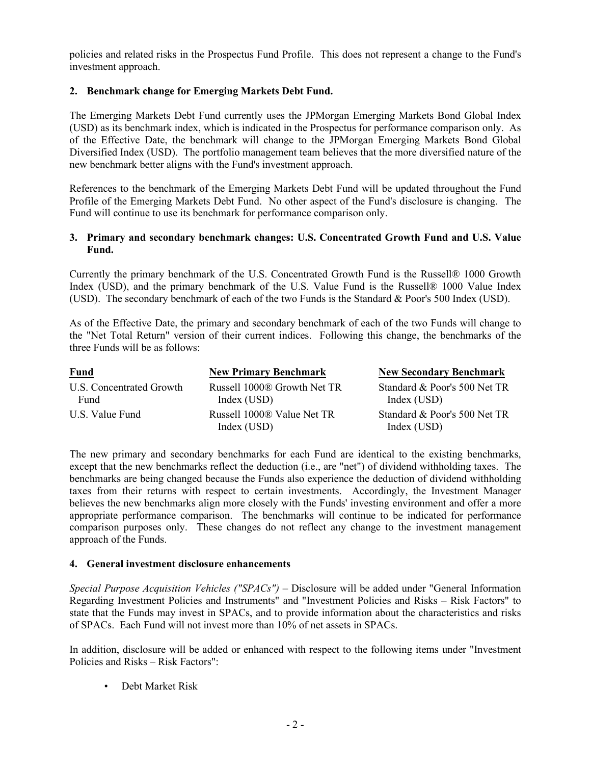policies and related risks in the Prospectus Fund Profile. This does not represent a change to the Fund's investment approach.

**2. Benchmark change for Emerging Markets Debt Fund.**

The Emerging Markets Debt Fund currently uses the JPMorgan Emerging Markets Bond Global Index (USD) as its benchmark index, which is indicated in the Prospectus for performance comparison only. As of the Effective Date, the benchmark will change to the JPMorgan Emerging Markets Bond Global Diversified Index (USD). The portfolio management team believes that the more diversified nature of the new benchmark better aligns with the Fund's investment approach.

References to the benchmark of the Emerging Markets Debt Fund will be updated throughout the Fund Profile of the Emerging Markets Debt Fund. No other aspect of the Fund's disclosure is changing. The Fund will continue to use its benchmark for performance comparison only.

**3. Primary and secondary benchmark changes: U.S. Concentrated Growth Fund and U.S. Value Fund.**

Currently the primary benchmark of the U.S. Concentrated Growth Fund is the Russell® 1000 Growth Index (USD), and the primary benchmark of the U.S. Value Fund is the Russell® 1000 Value Index (USD). The secondary benchmark of each of the two Funds is the Standard & Poor's 500 Index (USD).

As of the Effective Date, the primary and secondary benchmark of each of the two Funds will change to the "Net Total Return" version of their current indices. Following this change, the benchmarks of the three Funds will be as follows:

| Fund | New Primary Benchmark | New Secondary Benchmark |
|---|---|---|
| U.S. Concentrated Growth Fund | Russell 1000® Growth Net TR Index (USD) | Standard & Poor's 500 Net TR Index (USD) |
| U.S. Value Fund | Russell 1000® Value Net TR Index (USD) | Standard & Poor's 500 Net TR Index (USD) |

The new primary and secondary benchmarks for each Fund are identical to the existing benchmarks, except that the new benchmarks reflect the deduction (i.e., are "net") of dividend withholding taxes. The benchmarks are being changed because the Funds also experience the deduction of dividend withholding taxes from their returns with respect to certain investments. Accordingly, the Investment Manager believes the new benchmarks align more closely with the Funds' investing environment and offer a more appropriate performance comparison. The benchmarks will continue to be indicated for performance comparison purposes only. These changes do not reflect any change to the investment management approach of the Funds.

**4. General investment disclosure enhancements**

*Special Purpose Acquisition Vehicles ("SPACs")* – Disclosure will be added under "General Information Regarding Investment Policies and Instruments" and "Investment Policies and Risks – Risk Factors" to state that the Funds may invest in SPACs, and to provide information about the characteristics and risks of SPACs. Each Fund will not invest more than 10% of net assets in SPACs.

In addition, disclosure will be added or enhanced with respect to the following items under "Investment Policies and Risks – Risk Factors":

- Debt Market Risk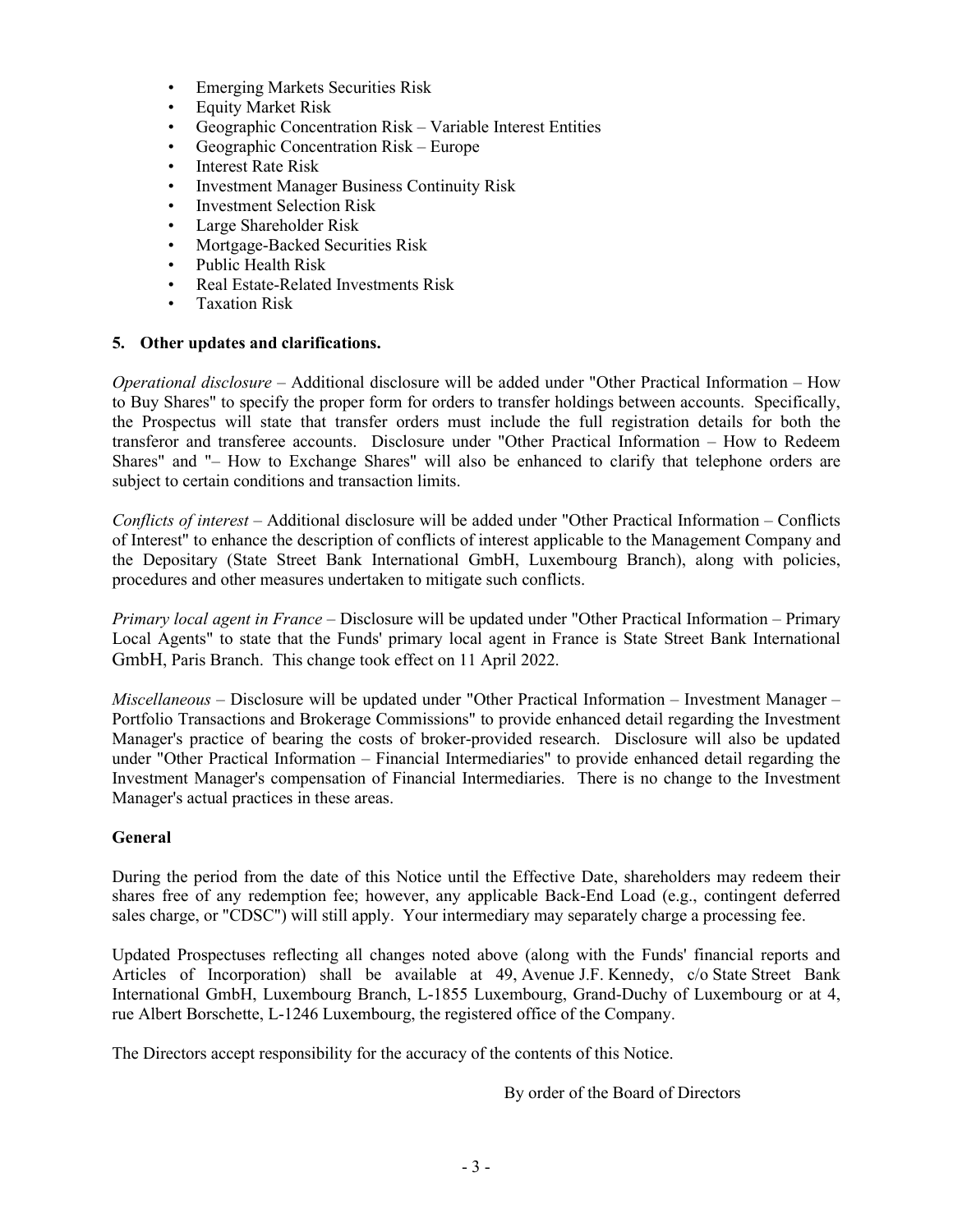- Emerging Markets Securities Risk
- Equity Market Risk
- Geographic Concentration Risk – Variable Interest Entities
- Geographic Concentration Risk – Europe
- Interest Rate Risk
- Investment Manager Business Continuity Risk
- Investment Selection Risk
- Large Shareholder Risk
- Mortgage-Backed Securities Risk
- Public Health Risk
- Real Estate-Related Investments Risk
- Taxation Risk

**5. Other updates and clarifications.**

*Operational disclosure* – Additional disclosure will be added under "Other Practical Information – How to Buy Shares" to specify the proper form for orders to transfer holdings between accounts. Specifically, the Prospectus will state that transfer orders must include the full registration details for both the transferor and transferee accounts. Disclosure under "Other Practical Information – How to Redeem Shares" and "– How to Exchange Shares" will also be enhanced to clarify that telephone orders are subject to certain conditions and transaction limits.

*Conflicts of interest* – Additional disclosure will be added under "Other Practical Information – Conflicts of Interest" to enhance the description of conflicts of interest applicable to the Management Company and the Depositary (State Street Bank International GmbH, Luxembourg Branch), along with policies, procedures and other measures undertaken to mitigate such conflicts.

*Primary local agent in France* – Disclosure will be updated under "Other Practical Information – Primary Local Agents" to state that the Funds' primary local agent in France is State Street Bank International GmbH, Paris Branch. This change took effect on 11 April 2022.

*Miscellaneous* – Disclosure will be updated under "Other Practical Information – Investment Manager – Portfolio Transactions and Brokerage Commissions" to provide enhanced detail regarding the Investment Manager's practice of bearing the costs of broker-provided research. Disclosure will also be updated under "Other Practical Information – Financial Intermediaries" to provide enhanced detail regarding the Investment Manager's compensation of Financial Intermediaries. There is no change to the Investment Manager's actual practices in these areas.

**General**

During the period from the date of this Notice until the Effective Date, shareholders may redeem their shares free of any redemption fee; however, any applicable Back-End Load (e.g., contingent deferred sales charge, or "CDSC") will still apply. Your intermediary may separately charge a processing fee.

Updated Prospectuses reflecting all changes noted above (along with the Funds' financial reports and Articles of Incorporation) shall be available at 49, Avenue J.F. Kennedy, c/o State Street Bank International GmbH, Luxembourg Branch, L-1855 Luxembourg, Grand-Duchy of Luxembourg or at 4, rue Albert Borschette, L-1246 Luxembourg, the registered office of the Company.

The Directors accept responsibility for the accuracy of the contents of this Notice.

By order of the Board of Directors